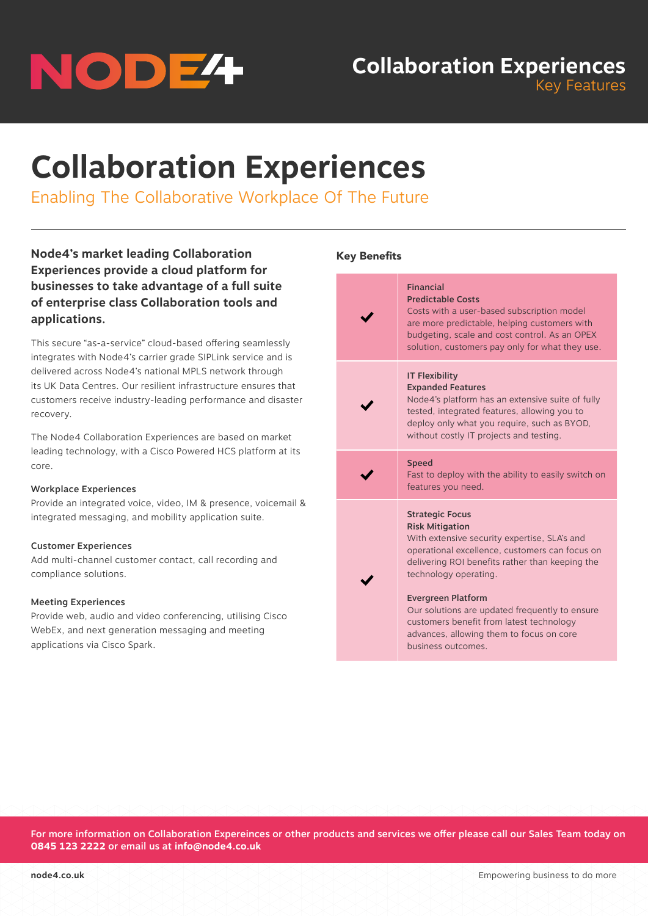# Collaboration Experiences

## Enabling The Collaborative Workplace Of The Future

**Node4's market leading Collaboration Experiences provide a cloud platform for businesses to take advantage of a full suite of enterprise class Collaboration tools and applications.**

This secure "as-a-service" cloud-based offering seamlessly integrates with Node4's carrier grade SIPLink service and is delivered across Node4's national MPLS network through its UK Data Centres. Our resilient infrastructure ensures that customers receive industry-leading performance and disaster recovery.

The Node4 Collaboration Experiences are based on market leading technology, with a Cisco Powered HCS platform at its core.

**Workplace Experiences**
Provide an integrated voice, video, IM & presence, voicemail & integrated messaging, and mobility application suite.

**Customer Experiences**
Add multi-channel customer contact, call recording and compliance solutions.

**Meeting Experiences**
Provide web, audio and video conferencing, utilising Cisco WebEx, and next generation messaging and meeting applications via Cisco Spark.

### Key Benefits

| | |
|---|---|
| ✔ | **Financial**<br>**Predictable Costs**<br>Costs with a user-based subscription model are more predictable, helping customers with budgeting, scale and cost control. As an OPEX solution, customers pay only for what they use. |
| ✔ | **IT Flexibility**<br>**Expanded Features**<br>Node4's platform has an extensive suite of fully tested, integrated features, allowing you to deploy only what you require, such as BYOD, without costly IT projects and testing. |
| ✔ | **Speed**<br>Fast to deploy with the ability to easily switch on features you need. |
| ✔ | **Strategic Focus**<br>**Risk Mitigation**<br>With extensive security expertise, SLA's and operational excellence, customers can focus on delivering ROI benefits rather than keeping the technology operating.<br><br>**Evergreen Platform**<br>Our solutions are updated frequently to ensure customers benefit from latest technology advances, allowing them to focus on core business outcomes. |

**For more information on Collaboration Expereinces or other products and services we offer please call our Sales Team today on 0845 123 2222 or email us at info@node4.co.uk**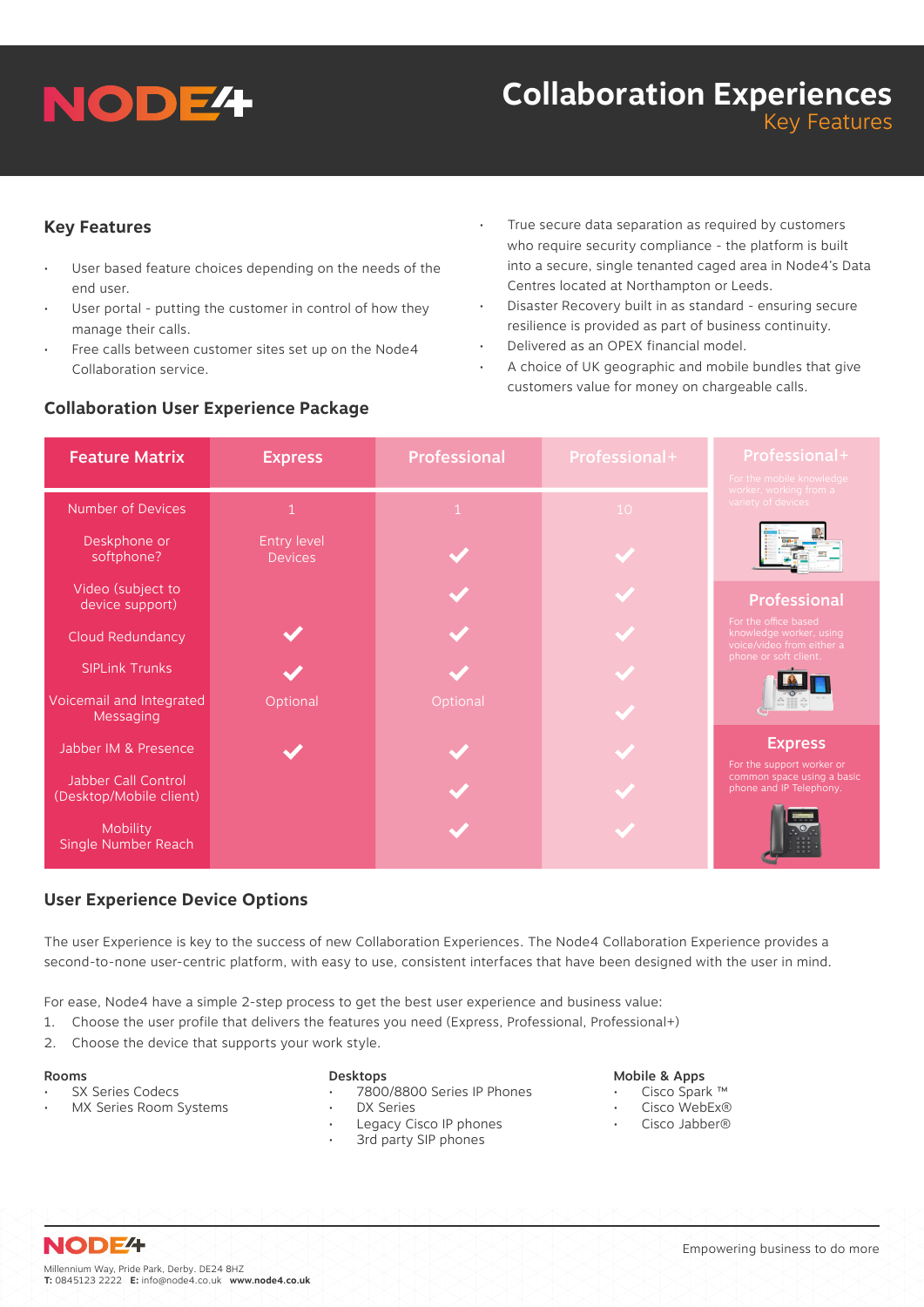# Collaboration Experiences
## Key Features

### Key Features

- User based feature choices depending on the needs of the end user.
- User portal - putting the customer in control of how they manage their calls.
- Free calls between customer sites set up on the Node4 Collaboration service.
- True secure data separation as required by customers who require security compliance - the platform is built into a secure, single tenanted caged area in Node4's Data Centres located at Northampton or Leeds.
- Disaster Recovery built in as standard - ensuring secure resilience is provided as part of business continuity.
- Delivered as an OPEX financial model.
- A choice of UK geographic and mobile bundles that give customers value for money on chargeable calls.

### Collaboration User Experience Package

| Feature Matrix | Express | Professional | Professional+ |
|---|---|---|---|
| Number of Devices | 1 | 1 | 10 |
| Deskphone or softphone? | Entry level Devices | ✔ | ✔ |
| Video (subject to device support) | | ✔ | ✔ |
| Cloud Redundancy | ✔ | ✔ | ✔ |
| SIPLink Trunks | ✔ | ✔ | ✔ |
| Voicemail and Integrated Messaging | Optional | Optional | ✔ |
| Jabber IM & Presence | ✔ | ✔ | ✔ |
| Jabber Call Control (Desktop/Mobile client) | | ✔ | ✔ |
| Mobility Single Number Reach | | ✔ | ✔ |

**Professional+**
For the mobile knowledge worker, working from a variety of devices

**Professional**
For the office based knowledge worker, using voice/video from either a phone or soft client.

**Express**
For the support worker or common space using a basic phone and IP Telephony.

### User Experience Device Options

The user Experience is key to the success of new Collaboration Experiences. The Node4 Collaboration Experience provides a second-to-none user-centric platform, with easy to use, consistent interfaces that have been designed with the user in mind.

For ease, Node4 have a simple 2-step process to get the best user experience and business value:

1. Choose the user profile that delivers the features you need (Express, Professional, Professional+)
2. Choose the device that supports your work style.

**Rooms**
- SX Series Codecs
- MX Series Room Systems

**Desktops**
- 7800/8800 Series IP Phones
- DX Series
- Legacy Cisco IP phones
- 3rd party SIP phones

**Mobile & Apps**
- Cisco Spark ™
- Cisco WebEx®
- Cisco Jabber®

Millennium Way, Pride Park, Derby. DE24 8HZ
T: 0845123 2222 E: info@node4.co.uk www.node4.co.uk

Empowering business to do more